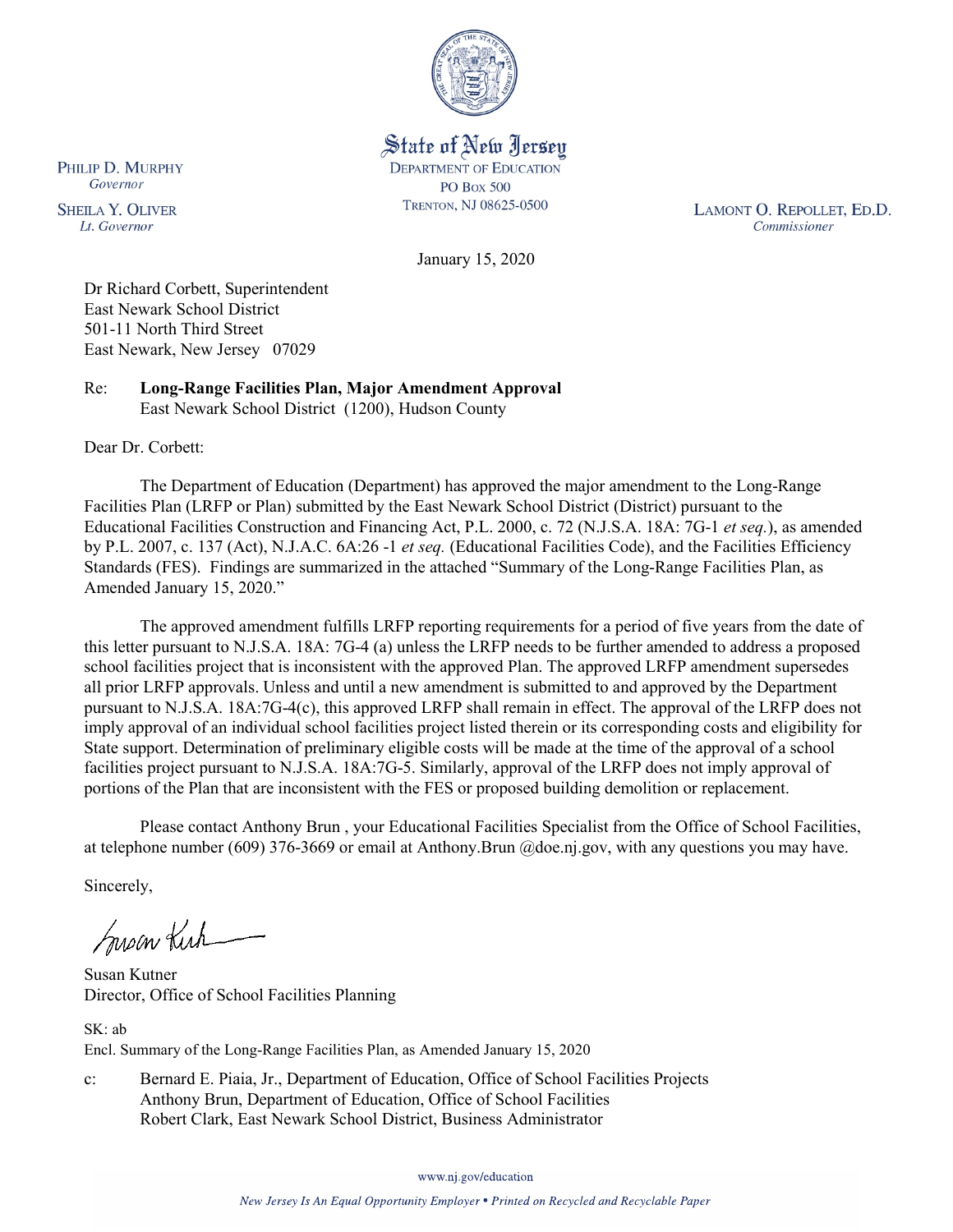State of New Jersey
DEPARTMENT OF EDUCATION
PO Box 500
TRENTON, NJ 08625-0500

PHILIP D. MURPHY
*Governor*

SHEILA Y. OLIVER
*Lt. Governor*

LAMONT O. REPOLLET, ED.D.
*Commissioner*

January 15, 2020

Dr Richard Corbett, Superintendent
East Newark School District
501-11 North Third Street
East Newark, New Jersey 07029

Re: **Long-Range Facilities Plan, Major Amendment Approval**
East Newark School District (1200), Hudson County

Dear Dr. Corbett:

The Department of Education (Department) has approved the major amendment to the Long-Range Facilities Plan (LRFP or Plan) submitted by the East Newark School District (District) pursuant to the Educational Facilities Construction and Financing Act, P.L. 2000, c. 72 (N.J.S.A. 18A: 7G-1 *et seq.*), as amended by P.L. 2007, c. 137 (Act), N.J.A.C. 6A:26 -1 *et seq.* (Educational Facilities Code), and the Facilities Efficiency Standards (FES). Findings are summarized in the attached "Summary of the Long-Range Facilities Plan, as Amended January 15, 2020."

The approved amendment fulfills LRFP reporting requirements for a period of five years from the date of this letter pursuant to N.J.S.A. 18A: 7G-4 (a) unless the LRFP needs to be further amended to address a proposed school facilities project that is inconsistent with the approved Plan. The approved LRFP amendment supersedes all prior LRFP approvals. Unless and until a new amendment is submitted to and approved by the Department pursuant to N.J.S.A. 18A:7G-4(c), this approved LRFP shall remain in effect. The approval of the LRFP does not imply approval of an individual school facilities project listed therein or its corresponding costs and eligibility for State support. Determination of preliminary eligible costs will be made at the time of the approval of a school facilities project pursuant to N.J.S.A. 18A:7G-5. Similarly, approval of the LRFP does not imply approval of portions of the Plan that are inconsistent with the FES or proposed building demolition or replacement.

Please contact Anthony Brun , your Educational Facilities Specialist from the Office of School Facilities, at telephone number (609) 376-3669 or email at Anthony.Brun @doe.nj.gov, with any questions you may have.

Sincerely,

Susan Kutner
Director, Office of School Facilities Planning

SK: ab
Encl. Summary of the Long-Range Facilities Plan, as Amended January 15, 2020

c: Bernard E. Piaia, Jr., Department of Education, Office of School Facilities Projects
Anthony Brun, Department of Education, Office of School Facilities
Robert Clark, East Newark School District, Business Administrator

www.nj.gov/education

*New Jersey Is An Equal Opportunity Employer • Printed on Recycled and Recyclable Paper*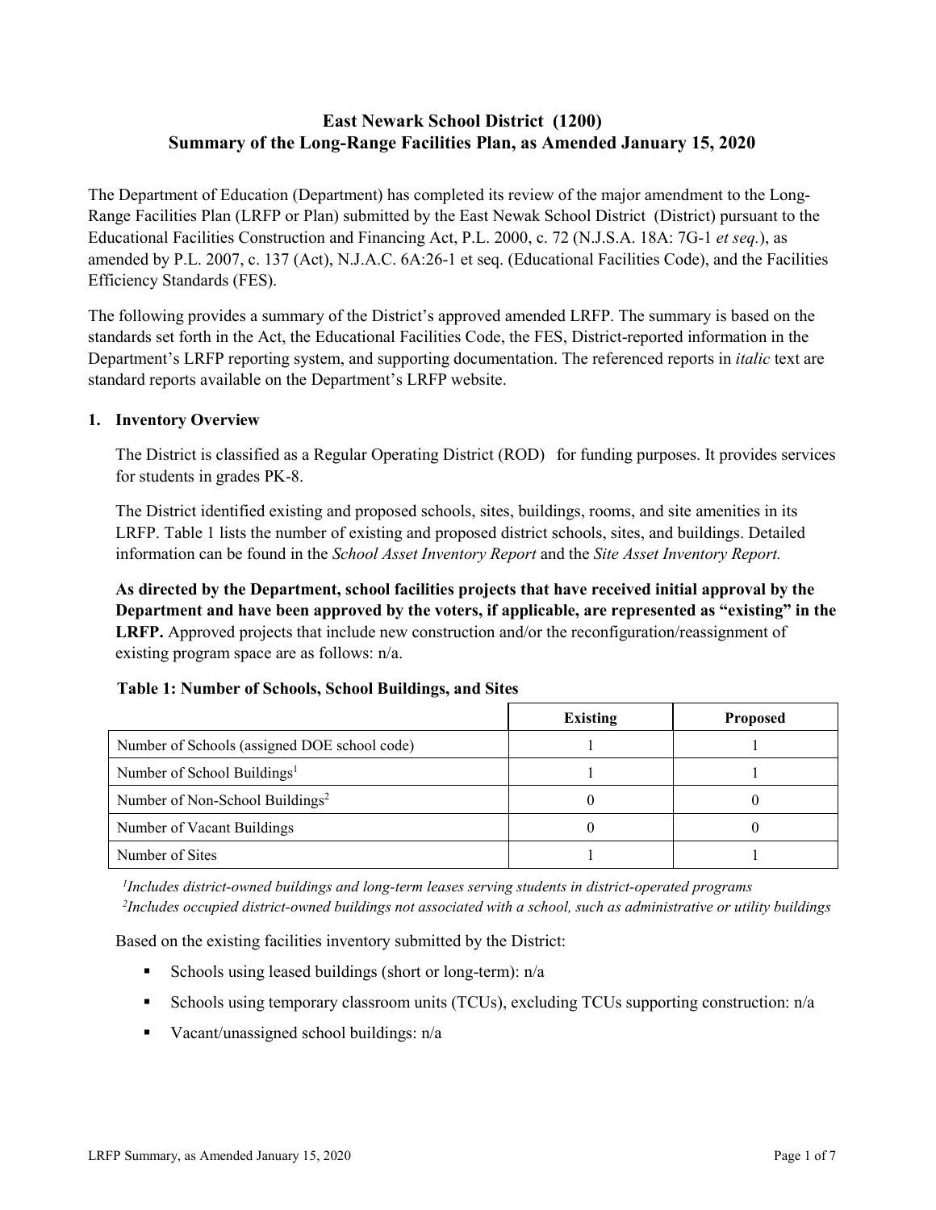# East Newark School District (1200)
# Summary of the Long-Range Facilities Plan, as Amended January 15, 2020

The Department of Education (Department) has completed its review of the major amendment to the Long-Range Facilities Plan (LRFP or Plan) submitted by the East Newak School District (District) pursuant to the Educational Facilities Construction and Financing Act, P.L. 2000, c. 72 (N.J.S.A. 18A: 7G-1 *et seq.*), as amended by P.L. 2007, c. 137 (Act), N.J.A.C. 6A:26-1 et seq. (Educational Facilities Code), and the Facilities Efficiency Standards (FES).

The following provides a summary of the District's approved amended LRFP. The summary is based on the standards set forth in the Act, the Educational Facilities Code, the FES, District-reported information in the Department's LRFP reporting system, and supporting documentation. The referenced reports in *italic* text are standard reports available on the Department's LRFP website.

## 1. Inventory Overview

The District is classified as a Regular Operating District (ROD) for funding purposes. It provides services for students in grades PK-8.

The District identified existing and proposed schools, sites, buildings, rooms, and site amenities in its LRFP. Table 1 lists the number of existing and proposed district schools, sites, and buildings. Detailed information can be found in the *School Asset Inventory Report* and the *Site Asset Inventory Report.*

**As directed by the Department, school facilities projects that have received initial approval by the Department and have been approved by the voters, if applicable, are represented as "existing" in the LRFP.** Approved projects that include new construction and/or the reconfiguration/reassignment of existing program space are as follows: n/a.

**Table 1: Number of Schools, School Buildings, and Sites**

| | Existing | Proposed |
|---|---|---|
| Number of Schools (assigned DOE school code) | 1 | 1 |
| Number of School Buildings[1] | 1 | 1 |
| Number of Non-School Buildings[2] | 0 | 0 |
| Number of Vacant Buildings | 0 | 0 |
| Number of Sites | 1 | 1 |

*[1]Includes district-owned buildings and long-term leases serving students in district-operated programs*
*[2]Includes occupied district-owned buildings not associated with a school, such as administrative or utility buildings*

Based on the existing facilities inventory submitted by the District:

- Schools using leased buildings (short or long-term): n/a
- Schools using temporary classroom units (TCUs), excluding TCUs supporting construction: n/a
- Vacant/unassigned school buildings: n/a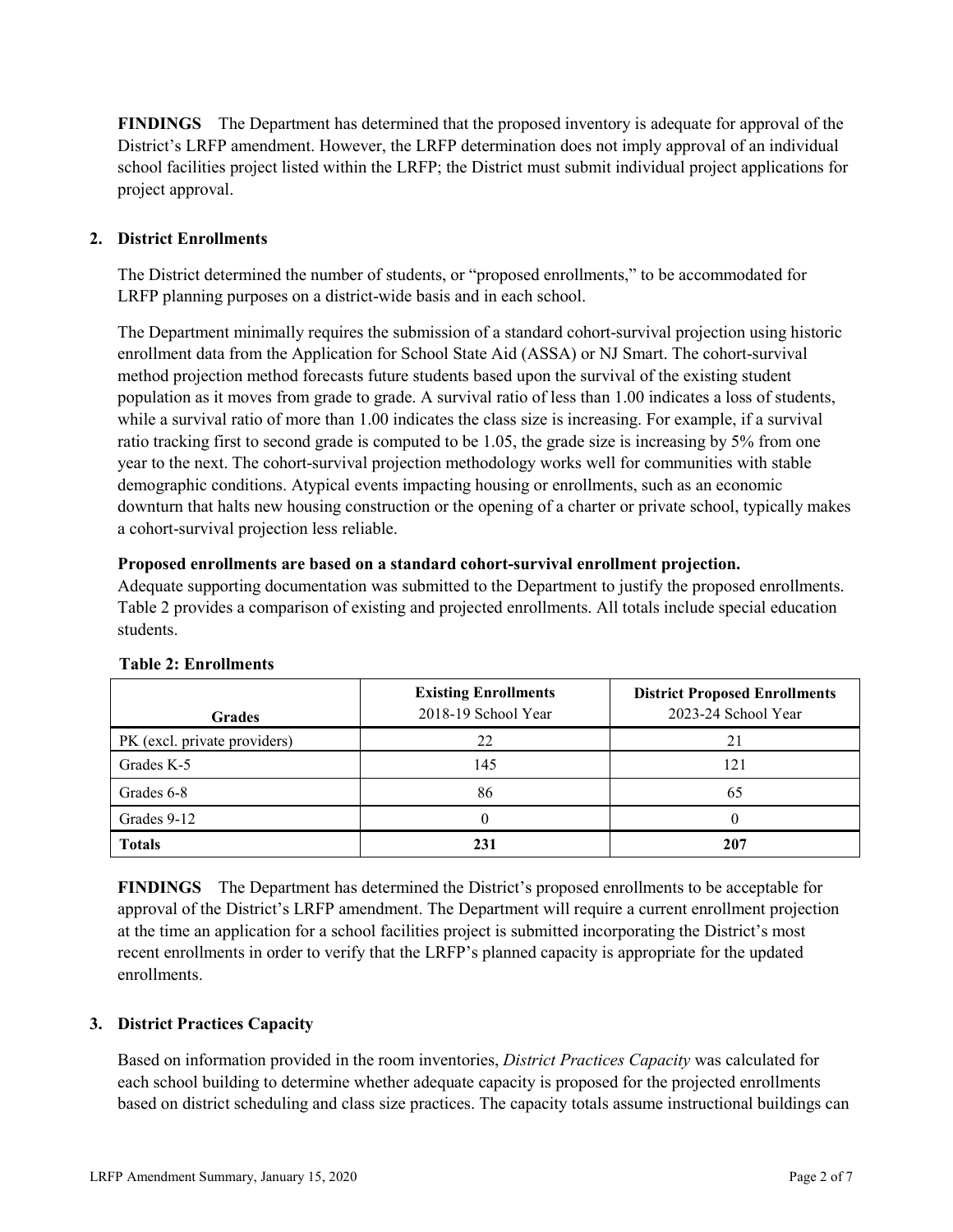**FINDINGS** The Department has determined that the proposed inventory is adequate for approval of the District's LRFP amendment. However, the LRFP determination does not imply approval of an individual school facilities project listed within the LRFP; the District must submit individual project applications for project approval.

## 2. District Enrollments

The District determined the number of students, or "proposed enrollments," to be accommodated for LRFP planning purposes on a district-wide basis and in each school.

The Department minimally requires the submission of a standard cohort-survival projection using historic enrollment data from the Application for School State Aid (ASSA) or NJ Smart. The cohort-survival method projection method forecasts future students based upon the survival of the existing student population as it moves from grade to grade. A survival ratio of less than 1.00 indicates a loss of students, while a survival ratio of more than 1.00 indicates the class size is increasing. For example, if a survival ratio tracking first to second grade is computed to be 1.05, the grade size is increasing by 5% from one year to the next. The cohort-survival projection methodology works well for communities with stable demographic conditions. Atypical events impacting housing or enrollments, such as an economic downturn that halts new housing construction or the opening of a charter or private school, typically makes a cohort-survival projection less reliable.

**Proposed enrollments are based on a standard cohort-survival enrollment projection.**
Adequate supporting documentation was submitted to the Department to justify the proposed enrollments. Table 2 provides a comparison of existing and projected enrollments. All totals include special education students.

**Table 2: Enrollments**

| Grades | Existing Enrollments 2018-19 School Year | District Proposed Enrollments 2023-24 School Year |
|---|---|---|
| PK (excl. private providers) | 22 | 21 |
| Grades K-5 | 145 | 121 |
| Grades 6-8 | 86 | 65 |
| Grades 9-12 | 0 | 0 |
| **Totals** | **231** | **207** |

**FINDINGS** The Department has determined the District's proposed enrollments to be acceptable for approval of the District's LRFP amendment. The Department will require a current enrollment projection at the time an application for a school facilities project is submitted incorporating the District's most recent enrollments in order to verify that the LRFP's planned capacity is appropriate for the updated enrollments.

## 3. District Practices Capacity

Based on information provided in the room inventories, *District Practices Capacity* was calculated for each school building to determine whether adequate capacity is proposed for the projected enrollments based on district scheduling and class size practices. The capacity totals assume instructional buildings can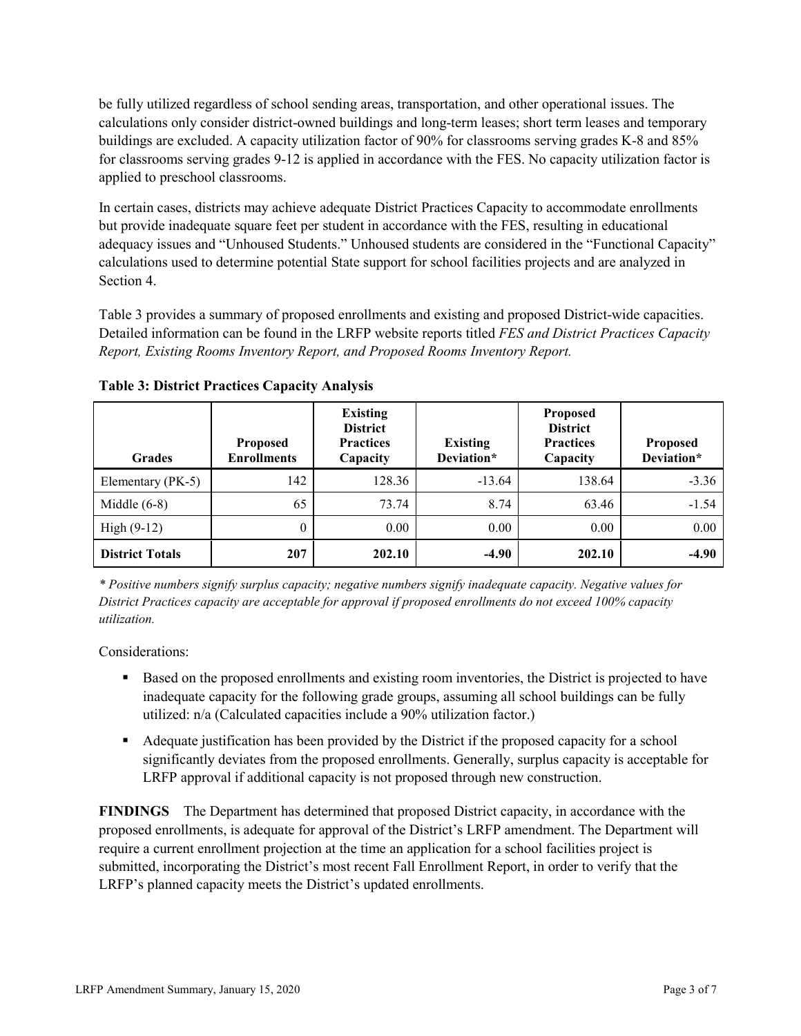be fully utilized regardless of school sending areas, transportation, and other operational issues. The calculations only consider district-owned buildings and long-term leases; short term leases and temporary buildings are excluded. A capacity utilization factor of 90% for classrooms serving grades K-8 and 85% for classrooms serving grades 9-12 is applied in accordance with the FES. No capacity utilization factor is applied to preschool classrooms.

In certain cases, districts may achieve adequate District Practices Capacity to accommodate enrollments but provide inadequate square feet per student in accordance with the FES, resulting in educational adequacy issues and "Unhoused Students." Unhoused students are considered in the "Functional Capacity" calculations used to determine potential State support for school facilities projects and are analyzed in Section 4.

Table 3 provides a summary of proposed enrollments and existing and proposed District-wide capacities. Detailed information can be found in the LRFP website reports titled *FES and District Practices Capacity Report, Existing Rooms Inventory Report, and Proposed Rooms Inventory Report.*

**Table 3: District Practices Capacity Analysis**

| Grades | Proposed Enrollments | Existing District Practices Capacity | Existing Deviation* | Proposed District Practices Capacity | Proposed Deviation* |
|---|---|---|---|---|---|
| Elementary (PK-5) | 142 | 128.36 | -13.64 | 138.64 | -3.36 |
| Middle (6-8) | 65 | 73.74 | 8.74 | 63.46 | -1.54 |
| High (9-12) | 0 | 0.00 | 0.00 | 0.00 | 0.00 |
| **District Totals** | **207** | **202.10** | **-4.90** | **202.10** | **-4.90** |

*\* Positive numbers signify surplus capacity; negative numbers signify inadequate capacity. Negative values for District Practices capacity are acceptable for approval if proposed enrollments do not exceed 100% capacity utilization.*

Considerations:

- Based on the proposed enrollments and existing room inventories, the District is projected to have inadequate capacity for the following grade groups, assuming all school buildings can be fully utilized: n/a (Calculated capacities include a 90% utilization factor.)
- Adequate justification has been provided by the District if the proposed capacity for a school significantly deviates from the proposed enrollments. Generally, surplus capacity is acceptable for LRFP approval if additional capacity is not proposed through new construction.

**FINDINGS** The Department has determined that proposed District capacity, in accordance with the proposed enrollments, is adequate for approval of the District's LRFP amendment. The Department will require a current enrollment projection at the time an application for a school facilities project is submitted, incorporating the District's most recent Fall Enrollment Report, in order to verify that the LRFP's planned capacity meets the District's updated enrollments.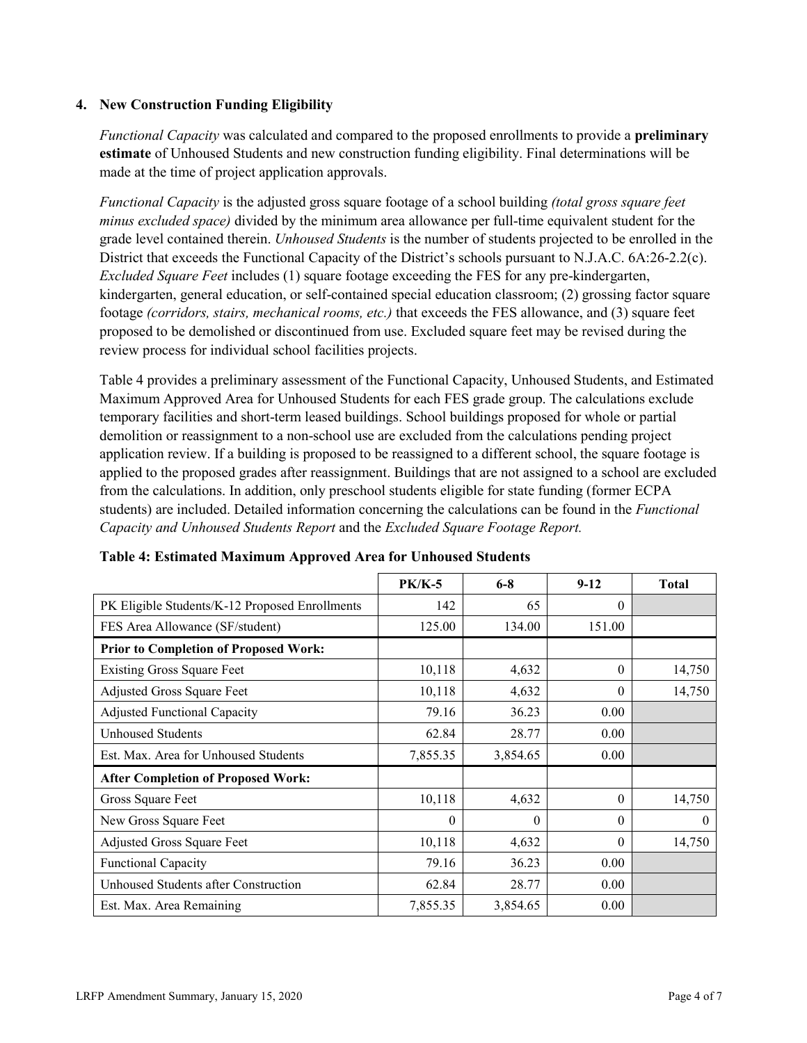## 4. New Construction Funding Eligibility

*Functional Capacity* was calculated and compared to the proposed enrollments to provide a **preliminary estimate** of Unhoused Students and new construction funding eligibility. Final determinations will be made at the time of project application approvals.

*Functional Capacity* is the adjusted gross square footage of a school building *(total gross square feet minus excluded space)* divided by the minimum area allowance per full-time equivalent student for the grade level contained therein. *Unhoused Students* is the number of students projected to be enrolled in the District that exceeds the Functional Capacity of the District's schools pursuant to N.J.A.C. 6A:26-2.2(c). *Excluded Square Feet* includes (1) square footage exceeding the FES for any pre-kindergarten, kindergarten, general education, or self-contained special education classroom; (2) grossing factor square footage *(corridors, stairs, mechanical rooms, etc.)* that exceeds the FES allowance, and (3) square feet proposed to be demolished or discontinued from use. Excluded square feet may be revised during the review process for individual school facilities projects.

Table 4 provides a preliminary assessment of the Functional Capacity, Unhoused Students, and Estimated Maximum Approved Area for Unhoused Students for each FES grade group. The calculations exclude temporary facilities and short-term leased buildings. School buildings proposed for whole or partial demolition or reassignment to a non-school use are excluded from the calculations pending project application review. If a building is proposed to be reassigned to a different school, the square footage is applied to the proposed grades after reassignment. Buildings that are not assigned to a school are excluded from the calculations. In addition, only preschool students eligible for state funding (former ECPA students) are included. Detailed information concerning the calculations can be found in the *Functional Capacity and Unhoused Students Report* and the *Excluded Square Footage Report.*

**Table 4: Estimated Maximum Approved Area for Unhoused Students**

| | PK/K-5 | 6-8 | 9-12 | Total |
|---|---|---|---|---|
| PK Eligible Students/K-12 Proposed Enrollments | 142 | 65 | 0 | |
| FES Area Allowance (SF/student) | 125.00 | 134.00 | 151.00 | |
| **Prior to Completion of Proposed Work:** | | | | |
| Existing Gross Square Feet | 10,118 | 4,632 | 0 | 14,750 |
| Adjusted Gross Square Feet | 10,118 | 4,632 | 0 | 14,750 |
| Adjusted Functional Capacity | 79.16 | 36.23 | 0.00 | |
| Unhoused Students | 62.84 | 28.77 | 0.00 | |
| Est. Max. Area for Unhoused Students | 7,855.35 | 3,854.65 | 0.00 | |
| **After Completion of Proposed Work:** | | | | |
| Gross Square Feet | 10,118 | 4,632 | 0 | 14,750 |
| New Gross Square Feet | 0 | 0 | 0 | 0 |
| Adjusted Gross Square Feet | 10,118 | 4,632 | 0 | 14,750 |
| Functional Capacity | 79.16 | 36.23 | 0.00 | |
| Unhoused Students after Construction | 62.84 | 28.77 | 0.00 | |
| Est. Max. Area Remaining | 7,855.35 | 3,854.65 | 0.00 | |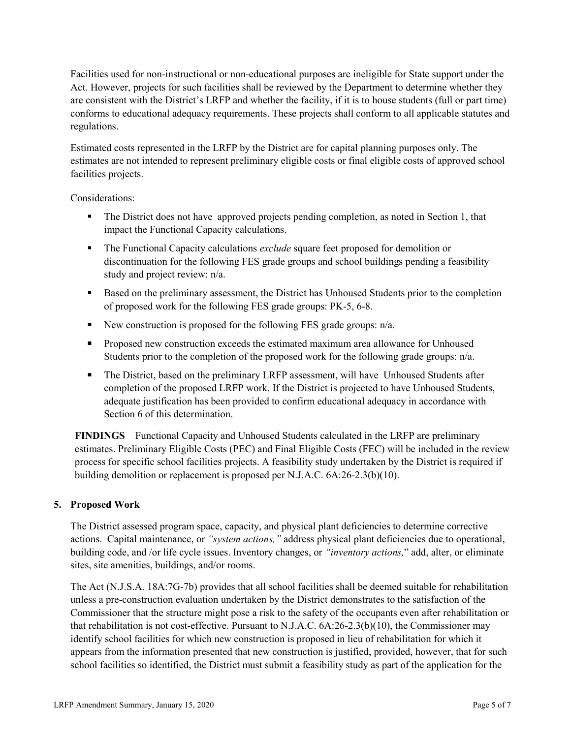Facilities used for non-instructional or non-educational purposes are ineligible for State support under the Act. However, projects for such facilities shall be reviewed by the Department to determine whether they are consistent with the District's LRFP and whether the facility, if it is to house students (full or part time) conforms to educational adequacy requirements. These projects shall conform to all applicable statutes and regulations.

Estimated costs represented in the LRFP by the District are for capital planning purposes only. The estimates are not intended to represent preliminary eligible costs or final eligible costs of approved school facilities projects.

Considerations:

- The District does not have approved projects pending completion, as noted in Section 1, that impact the Functional Capacity calculations.
- The Functional Capacity calculations *exclude* square feet proposed for demolition or discontinuation for the following FES grade groups and school buildings pending a feasibility study and project review: n/a.
- Based on the preliminary assessment, the District has Unhoused Students prior to the completion of proposed work for the following FES grade groups: PK-5, 6-8.
- New construction is proposed for the following FES grade groups: n/a.
- Proposed new construction exceeds the estimated maximum area allowance for Unhoused Students prior to the completion of the proposed work for the following grade groups: n/a.
- The District, based on the preliminary LRFP assessment, will have Unhoused Students after completion of the proposed LRFP work. If the District is projected to have Unhoused Students, adequate justification has been provided to confirm educational adequacy in accordance with Section 6 of this determination.

**FINDINGS** Functional Capacity and Unhoused Students calculated in the LRFP are preliminary estimates. Preliminary Eligible Costs (PEC) and Final Eligible Costs (FEC) will be included in the review process for specific school facilities projects. A feasibility study undertaken by the District is required if building demolition or replacement is proposed per N.J.A.C. 6A:26-2.3(b)(10).

## 5. Proposed Work

The District assessed program space, capacity, and physical plant deficiencies to determine corrective actions. Capital maintenance, or *"system actions,"* address physical plant deficiencies due to operational, building code, and /or life cycle issues. Inventory changes, or *"inventory actions,"* add, alter, or eliminate sites, site amenities, buildings, and/or rooms.

The Act (N.J.S.A. 18A:7G-7b) provides that all school facilities shall be deemed suitable for rehabilitation unless a pre-construction evaluation undertaken by the District demonstrates to the satisfaction of the Commissioner that the structure might pose a risk to the safety of the occupants even after rehabilitation or that rehabilitation is not cost-effective. Pursuant to N.J.A.C. 6A:26-2.3(b)(10), the Commissioner may identify school facilities for which new construction is proposed in lieu of rehabilitation for which it appears from the information presented that new construction is justified, provided, however, that for such school facilities so identified, the District must submit a feasibility study as part of the application for the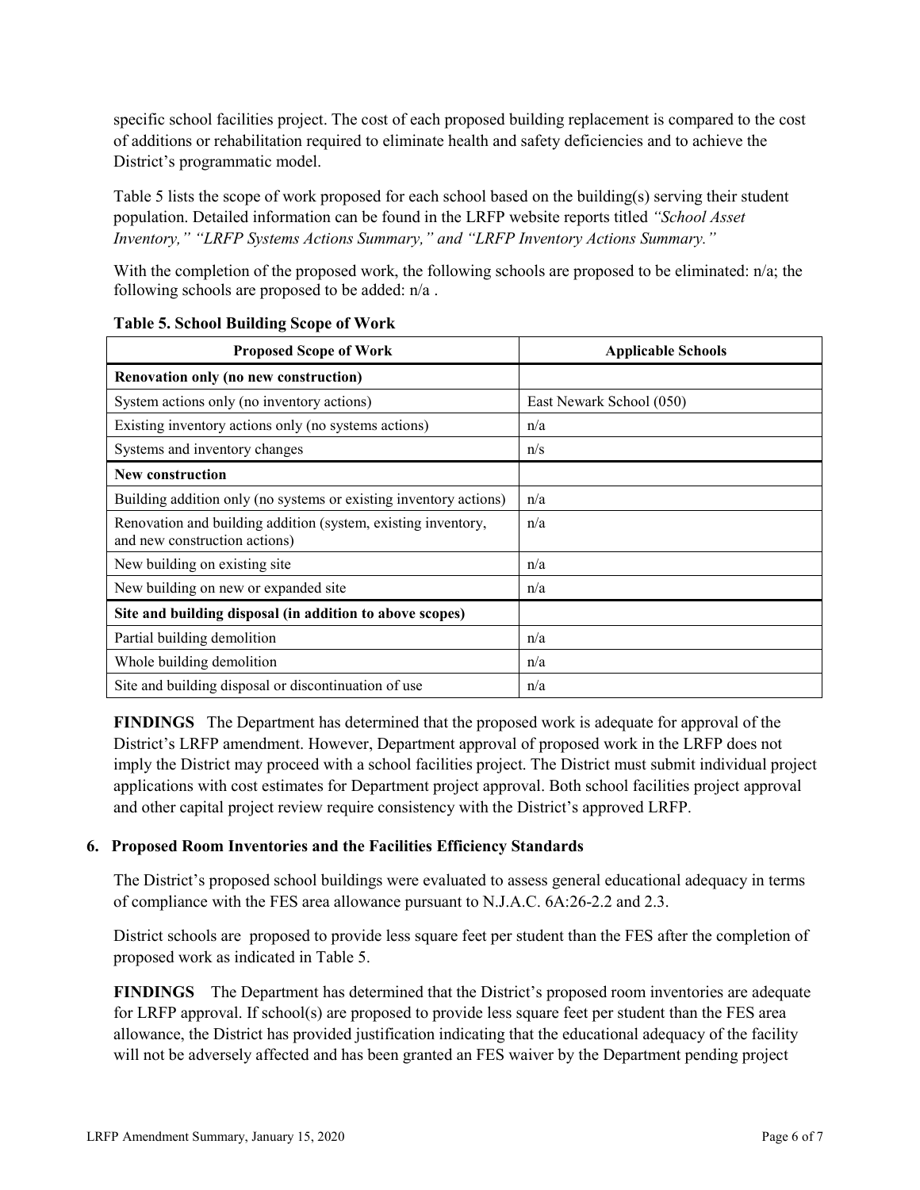specific school facilities project. The cost of each proposed building replacement is compared to the cost of additions or rehabilitation required to eliminate health and safety deficiencies and to achieve the District's programmatic model.

Table 5 lists the scope of work proposed for each school based on the building(s) serving their student population. Detailed information can be found in the LRFP website reports titled *"School Asset Inventory," "LRFP Systems Actions Summary," and "LRFP Inventory Actions Summary."*

With the completion of the proposed work, the following schools are proposed to be eliminated: n/a; the following schools are proposed to be added: n/a .

**Table 5. School Building Scope of Work**

| Proposed Scope of Work | Applicable Schools |
|---|---|
| **Renovation only (no new construction)** | |
| System actions only (no inventory actions) | East Newark School (050) |
| Existing inventory actions only (no systems actions) | n/a |
| Systems and inventory changes | n/s |
| **New construction** | |
| Building addition only (no systems or existing inventory actions) | n/a |
| Renovation and building addition (system, existing inventory, and new construction actions) | n/a |
| New building on existing site | n/a |
| New building on new or expanded site | n/a |
| **Site and building disposal (in addition to above scopes)** | |
| Partial building demolition | n/a |
| Whole building demolition | n/a |
| Site and building disposal or discontinuation of use | n/a |

**FINDINGS** The Department has determined that the proposed work is adequate for approval of the District's LRFP amendment. However, Department approval of proposed work in the LRFP does not imply the District may proceed with a school facilities project. The District must submit individual project applications with cost estimates for Department project approval. Both school facilities project approval and other capital project review require consistency with the District's approved LRFP.

### 6. Proposed Room Inventories and the Facilities Efficiency Standards

The District's proposed school buildings were evaluated to assess general educational adequacy in terms of compliance with the FES area allowance pursuant to N.J.A.C. 6A:26-2.2 and 2.3.

District schools are proposed to provide less square feet per student than the FES after the completion of proposed work as indicated in Table 5.

**FINDINGS** The Department has determined that the District's proposed room inventories are adequate for LRFP approval. If school(s) are proposed to provide less square feet per student than the FES area allowance, the District has provided justification indicating that the educational adequacy of the facility will not be adversely affected and has been granted an FES waiver by the Department pending project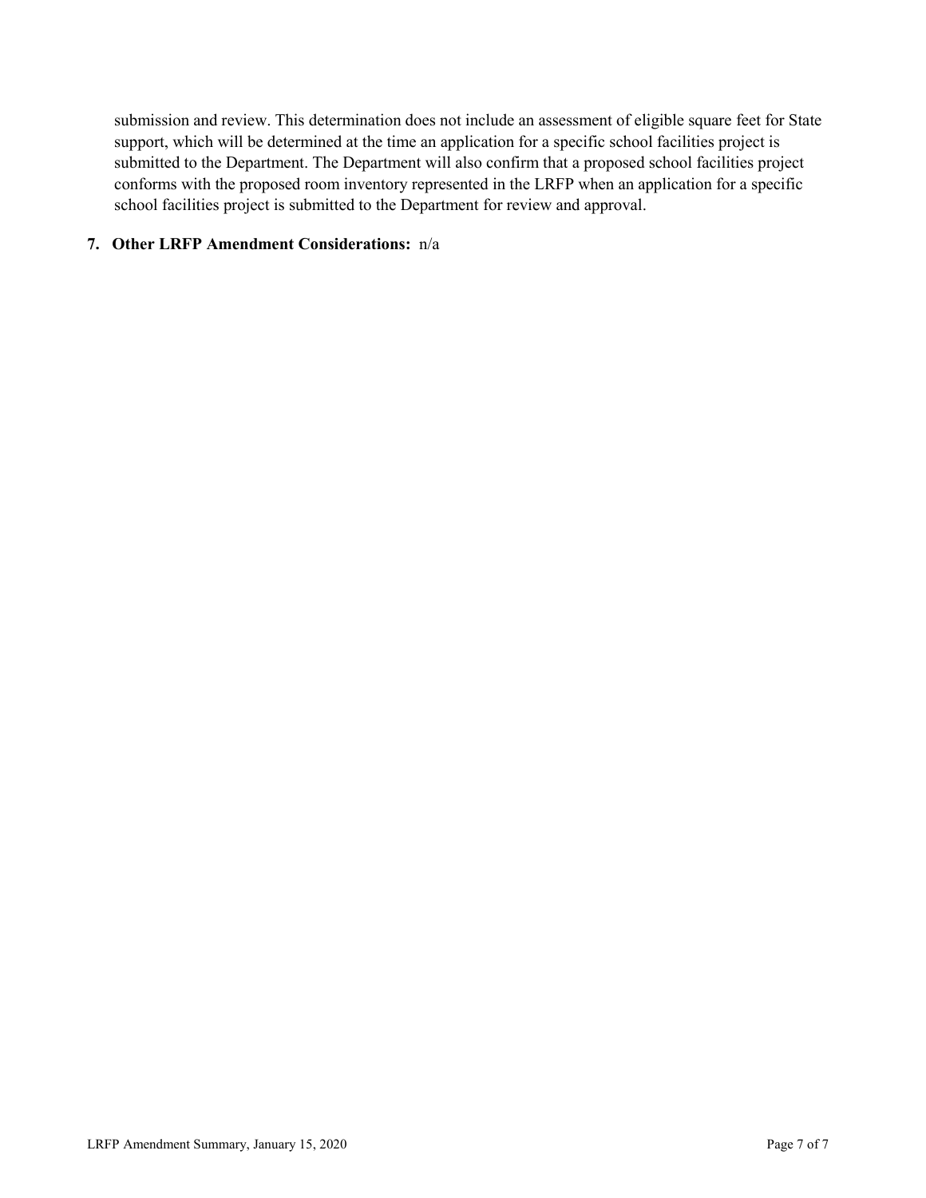submission and review. This determination does not include an assessment of eligible square feet for State support, which will be determined at the time an application for a specific school facilities project is submitted to the Department. The Department will also confirm that a proposed school facilities project conforms with the proposed room inventory represented in the LRFP when an application for a specific school facilities project is submitted to the Department for review and approval.

7. **Other LRFP Amendment Considerations:** n/a